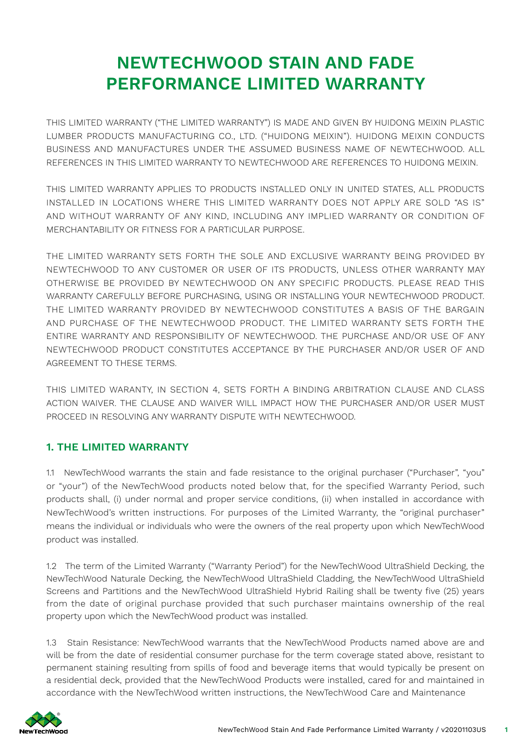# NEWTECHWOOD STAIN AND FADE PERFORMANCE LIMITED WARRANTY

THIS LIMITED WARRANTY ("THE LIMITED WARRANTY") IS MADE AND GIVEN BY HUIDONG MEIXIN PLASTIC LUMBER PRODUCTS MANUFACTURING CO., LTD. ("HUIDONG MEIXIN"). HUIDONG MEIXIN CONDUCTS BUSINESS AND MANUFACTURES UNDER THE ASSUMED BUSINESS NAME OF NEWTECHWOOD. ALL REFERENCES IN THIS LIMITED WARRANTY TO NEWTECHWOOD ARE REFERENCES TO HUIDONG MEIXIN.

THIS LIMITED WARRANTY APPLIES TO PRODUCTS INSTALLED ONLY IN UNITED STATES, ALL PRODUCTS INSTALLED IN LOCATIONS WHERE THIS LIMITED WARRANTY DOES NOT APPLY ARE SOLD "AS IS" AND WITHOUT WARRANTY OF ANY KIND, INCLUDING ANY IMPLIED WARRANTY OR CONDITION OF MERCHANTABILITY OR FITNESS FOR A PARTICULAR PURPOSE.

THE LIMITED WARRANTY SETS FORTH THE SOLE AND EXCLUSIVE WARRANTY BEING PROVIDED BY NEWTECHWOOD TO ANY CUSTOMER OR USER OF ITS PRODUCTS, UNLESS OTHER WARRANTY MAY OTHERWISE BE PROVIDED BY NEWTECHWOOD ON ANY SPECIFIC PRODUCTS. PLEASE READ THIS WARRANTY CAREFULLY BEFORE PURCHASING, USING OR INSTALLING YOUR NEWTECHWOOD PRODUCT. THE LIMITED WARRANTY PROVIDED BY NEWTECHWOOD CONSTITUTES A BASIS OF THE BARGAIN AND PURCHASE OF THE NEWTECHWOOD PRODUCT. THE LIMITED WARRANTY SETS FORTH THE ENTIRE WARRANTY AND RESPONSIBILITY OF NEWTECHWOOD. THE PURCHASE AND/OR USE OF ANY NEWTECHWOOD PRODUCT CONSTITUTES ACCEPTANCE BY THE PURCHASER AND/OR USER OF AND AGREEMENT TO THESE TERMS.

THIS LIMITED WARANTY, IN SECTION 4, SETS FORTH A BINDING ARBITRATION CLAUSE AND CLASS ACTION WAIVER. THE CLAUSE AND WAIVER WILL IMPACT HOW THE PURCHASER AND/OR USER MUST PROCEED IN RESOLVING ANY WARRANTY DISPUTE WITH NEWTECHWOOD.

## 1. THE LIMITED WARRANTY

1.1 NewTechWood warrants the stain and fade resistance to the original purchaser ("Purchaser", "you" or "your") of the NewTechWood products noted below that, for the specified Warranty Period, such products shall, (i) under normal and proper service conditions, (ii) when installed in accordance with NewTechWood's written instructions. For purposes of the Limited Warranty, the "original purchaser" means the individual or individuals who were the owners of the real property upon which NewTechWood product was installed.

1.2 The term of the Limited Warranty ("Warranty Period") for the NewTechWood UltraShield Decking, the NewTechWood Naturale Decking, the NewTechWood UltraShield Cladding, the NewTechWood UltraShield Screens and Partitions and the NewTechWood UltraShield Hybrid Railing shall be twenty five (25) years from the date of original purchase provided that such purchaser maintains ownership of the real property upon which the NewTechWood product was installed.

1.3 Stain Resistance: NewTechWood warrants that the NewTechWood Products named above are and will be from the date of residential consumer purchase for the term coverage stated above, resistant to permanent staining resulting from spills of food and beverage items that would typically be present on a residential deck, provided that the NewTechWood Products were installed, cared for and maintained in accordance with the NewTechWood written instructions, the NewTechWood Care and Maintenance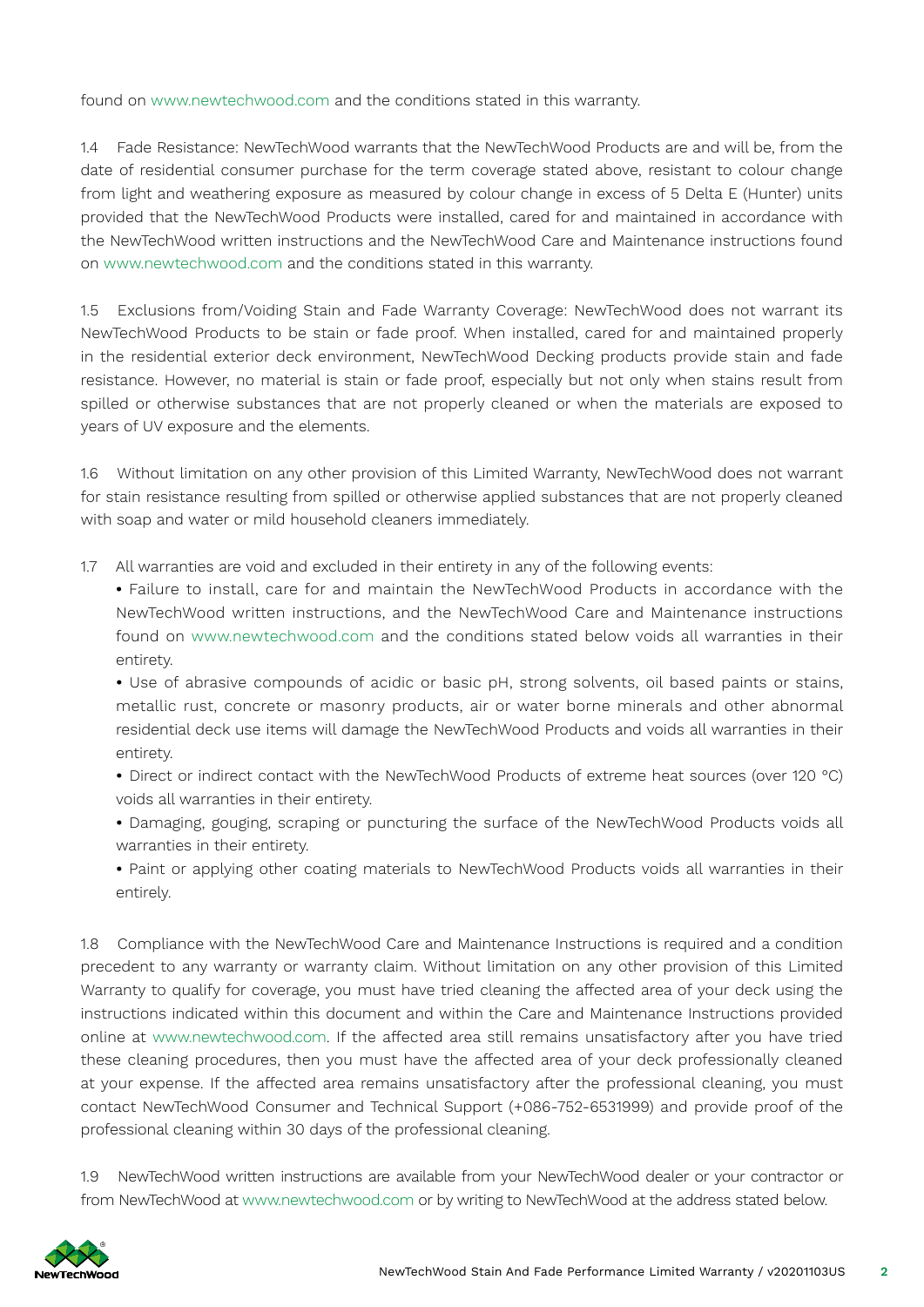found on www.newtechwood.com and the conditions stated in this warranty.

1.4 Fade Resistance: NewTechWood warrants that the NewTechWood Products are and will be, from the date of residential consumer purchase for the term coverage stated above, resistant to colour change from light and weathering exposure as measured by colour change in excess of 5 Delta E (Hunter) units provided that the NewTechWood Products were installed, cared for and maintained in accordance with the NewTechWood written instructions and the NewTechWood Care and Maintenance instructions found on www.newtechwood.com and the conditions stated in this warranty.

1.5 Exclusions from/Voiding Stain and Fade Warranty Coverage: NewTechWood does not warrant its NewTechWood Products to be stain or fade proof. When installed, cared for and maintained properly in the residential exterior deck environment, NewTechWood Decking products provide stain and fade resistance. However, no material is stain or fade proof, especially but not only when stains result from spilled or otherwise substances that are not properly cleaned or when the materials are exposed to years of UV exposure and the elements.

1.6 Without limitation on any other provision of this Limited Warranty, NewTechWood does not warrant for stain resistance resulting from spilled or otherwise applied substances that are not properly cleaned with soap and water or mild household cleaners immediately.

1.7 All warranties are void and excluded in their entirety in any of the following events:

- Failure to install, care for and maintain the NewTechWood Products in accordance with the NewTechWood written instructions, and the NewTechWood Care and Maintenance instructions found on www.newtechwood.com and the conditions stated below voids all warranties in their entirety.
- Use of abrasive compounds of acidic or basic pH, strong solvents, oil based paints or stains, metallic rust, concrete or masonry products, air or water borne minerals and other abnormal residential deck use items will damage the NewTechWood Products and voids all warranties in their entirety.
- Direct or indirect contact with the NewTechWood Products of extreme heat sources (over 120 °C) voids all warranties in their entirety.
- Damaging, gouging, scraping or puncturing the surface of the NewTechWood Products voids all warranties in their entirety.
- Paint or applying other coating materials to NewTechWood Products voids all warranties in their entirely.

1.8 Compliance with the NewTechWood Care and Maintenance Instructions is required and a condition precedent to any warranty or warranty claim. Without limitation on any other provision of this Limited Warranty to qualify for coverage, you must have tried cleaning the affected area of your deck using the instructions indicated within this document and within the Care and Maintenance Instructions provided online at www.newtechwood.com. If the affected area still remains unsatisfactory after you have tried these cleaning procedures, then you must have the affected area of your deck professionally cleaned at your expense. If the affected area remains unsatisfactory after the professional cleaning, you must contact NewTechWood Consumer and Technical Support (+086-752-6531999) and provide proof of the professional cleaning within 30 days of the professional cleaning.

1.9 NewTechWood written instructions are available from your NewTechWood dealer or your contractor or from NewTechWood at www.newtechwood.com or by writing to NewTechWood at the address stated below.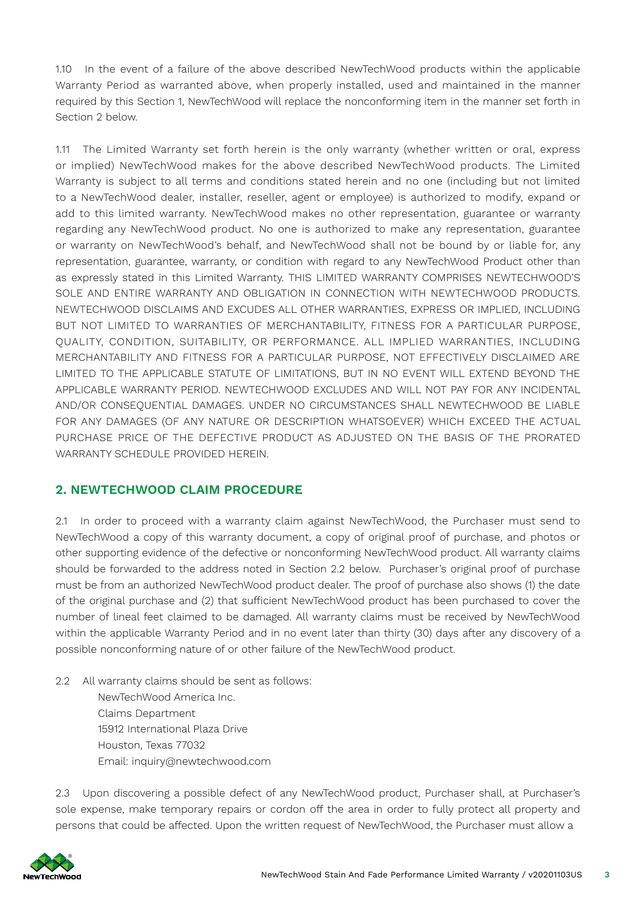1.10 In the event of a failure of the above described NewTechWood products within the applicable Warranty Period as warranted above, when properly installed, used and maintained in the manner required by this Section 1, NewTechWood will replace the nonconforming item in the manner set forth in Section 2 below.

1.11 The Limited Warranty set forth herein is the only warranty (whether written or oral, express or implied) NewTechWood makes for the above described NewTechWood products. The Limited Warranty is subject to all terms and conditions stated herein and no one (including but not limited to a NewTechWood dealer, installer, reseller, agent or employee) is authorized to modify, expand or add to this limited warranty. NewTechWood makes no other representation, guarantee or warranty regarding any NewTechWood product. No one is authorized to make any representation, guarantee or warranty on NewTechWood's behalf, and NewTechWood shall not be bound by or liable for, any representation, guarantee, warranty, or condition with regard to any NewTechWood Product other than as expressly stated in this Limited Warranty. THIS LIMITED WARRANTY COMPRISES NEWTECHWOOD'S SOLE AND ENTIRE WARRANTY AND OBLIGATION IN CONNECTION WITH NEWTECHWOOD PRODUCTS. NEWTECHWOOD DISCLAIMS AND EXCUDES ALL OTHER WARRANTIES, EXPRESS OR IMPLIED, INCLUDING BUT NOT LIMITED TO WARRANTIES OF MERCHANTABILITY, FITNESS FOR A PARTICULAR PURPOSE, QUALITY, CONDITION, SUITABILITY, OR PERFORMANCE. ALL IMPLIED WARRANTIES, INCLUDING MERCHANTABILITY AND FITNESS FOR A PARTICULAR PURPOSE, NOT EFFECTIVELY DISCLAIMED ARE LIMITED TO THE APPLICABLE STATUTE OF LIMITATIONS, BUT IN NO EVENT WILL EXTEND BEYOND THE APPLICABLE WARRANTY PERIOD. NEWTECHWOOD EXCLUDES AND WILL NOT PAY FOR ANY INCIDENTAL AND/OR CONSEQUENTIAL DAMAGES. UNDER NO CIRCUMSTANCES SHALL NEWTECHWOOD BE LIABLE FOR ANY DAMAGES (OF ANY NATURE OR DESCRIPTION WHATSOEVER) WHICH EXCEED THE ACTUAL PURCHASE PRICE OF THE DEFECTIVE PRODUCT AS ADJUSTED ON THE BASIS OF THE PRORATED WARRANTY SCHEDULE PROVIDED HEREIN.

## 2. NEWTECHWOOD CLAIM PROCEDURE

2.1 In order to proceed with a warranty claim against NewTechWood, the Purchaser must send to NewTechWood a copy of this warranty document, a copy of original proof of purchase, and photos or other supporting evidence of the defective or nonconforming NewTechWood product. All warranty claims should be forwarded to the address noted in Section 2.2 below. Purchaser's original proof of purchase must be from an authorized NewTechWood product dealer. The proof of purchase also shows (1) the date of the original purchase and (2) that sufficient NewTechWood product has been purchased to cover the number of lineal feet claimed to be damaged. All warranty claims must be received by NewTechWood within the applicable Warranty Period and in no event later than thirty (30) days after any discovery of a possible nonconforming nature of or other failure of the NewTechWood product.

2.2 All warranty claims should be sent as follows:

NewTechWood America Inc.
Claims Department
15912 International Plaza Drive
Houston, Texas 77032
Email: inquiry@newtechwood.com

2.3 Upon discovering a possible defect of any NewTechWood product, Purchaser shall, at Purchaser's sole expense, make temporary repairs or cordon off the area in order to fully protect all property and persons that could be affected. Upon the written request of NewTechWood, the Purchaser must allow a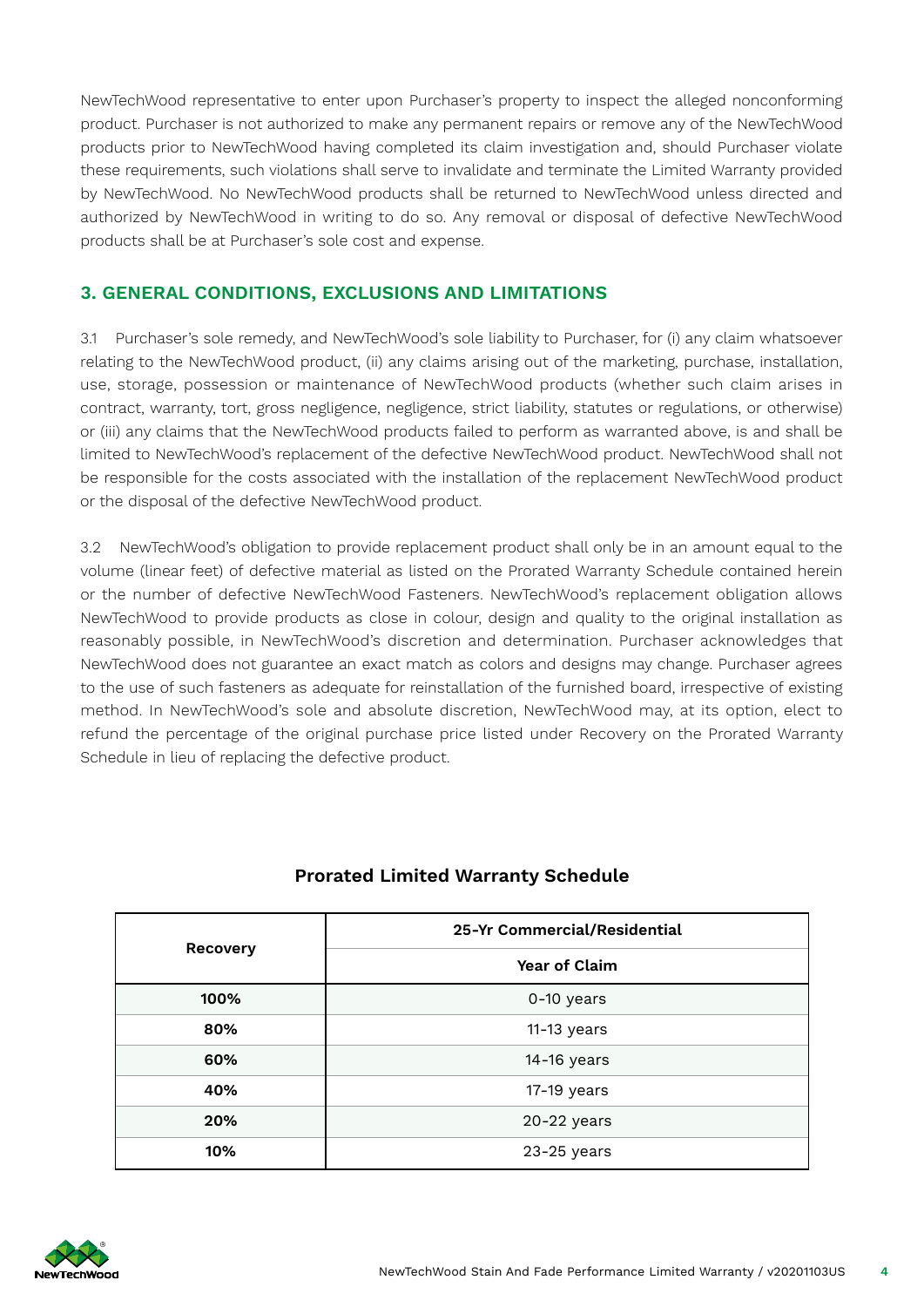NewTechWood representative to enter upon Purchaser's property to inspect the alleged nonconforming product. Purchaser is not authorized to make any permanent repairs or remove any of the NewTechWood products prior to NewTechWood having completed its claim investigation and, should Purchaser violate these requirements, such violations shall serve to invalidate and terminate the Limited Warranty provided by NewTechWood. No NewTechWood products shall be returned to NewTechWood unless directed and authorized by NewTechWood in writing to do so. Any removal or disposal of defective NewTechWood products shall be at Purchaser's sole cost and expense.

## 3. GENERAL CONDITIONS, EXCLUSIONS AND LIMITATIONS

3.1 Purchaser's sole remedy, and NewTechWood's sole liability to Purchaser, for (i) any claim whatsoever relating to the NewTechWood product, (ii) any claims arising out of the marketing, purchase, installation, use, storage, possession or maintenance of NewTechWood products (whether such claim arises in contract, warranty, tort, gross negligence, negligence, strict liability, statutes or regulations, or otherwise) or (iii) any claims that the NewTechWood products failed to perform as warranted above, is and shall be limited to NewTechWood's replacement of the defective NewTechWood product. NewTechWood shall not be responsible for the costs associated with the installation of the replacement NewTechWood product or the disposal of the defective NewTechWood product.

3.2 NewTechWood's obligation to provide replacement product shall only be in an amount equal to the volume (linear feet) of defective material as listed on the Prorated Warranty Schedule contained herein or the number of defective NewTechWood Fasteners. NewTechWood's replacement obligation allows NewTechWood to provide products as close in colour, design and quality to the original installation as reasonably possible, in NewTechWood's discretion and determination. Purchaser acknowledges that NewTechWood does not guarantee an exact match as colors and designs may change. Purchaser agrees to the use of such fasteners as adequate for reinstallation of the furnished board, irrespective of existing method. In NewTechWood's sole and absolute discretion, NewTechWood may, at its option, elect to refund the percentage of the original purchase price listed under Recovery on the Prorated Warranty Schedule in lieu of replacing the defective product.

**Prorated Limited Warranty Schedule**

| Recovery | 25-Yr Commercial/Residential |
|---|---|
| | **Year of Claim** |
| **100%** | 0-10 years |
| **80%** | 11-13 years |
| **60%** | 14-16 years |
| **40%** | 17-19 years |
| **20%** | 20-22 years |
| **10%** | 23-25 years |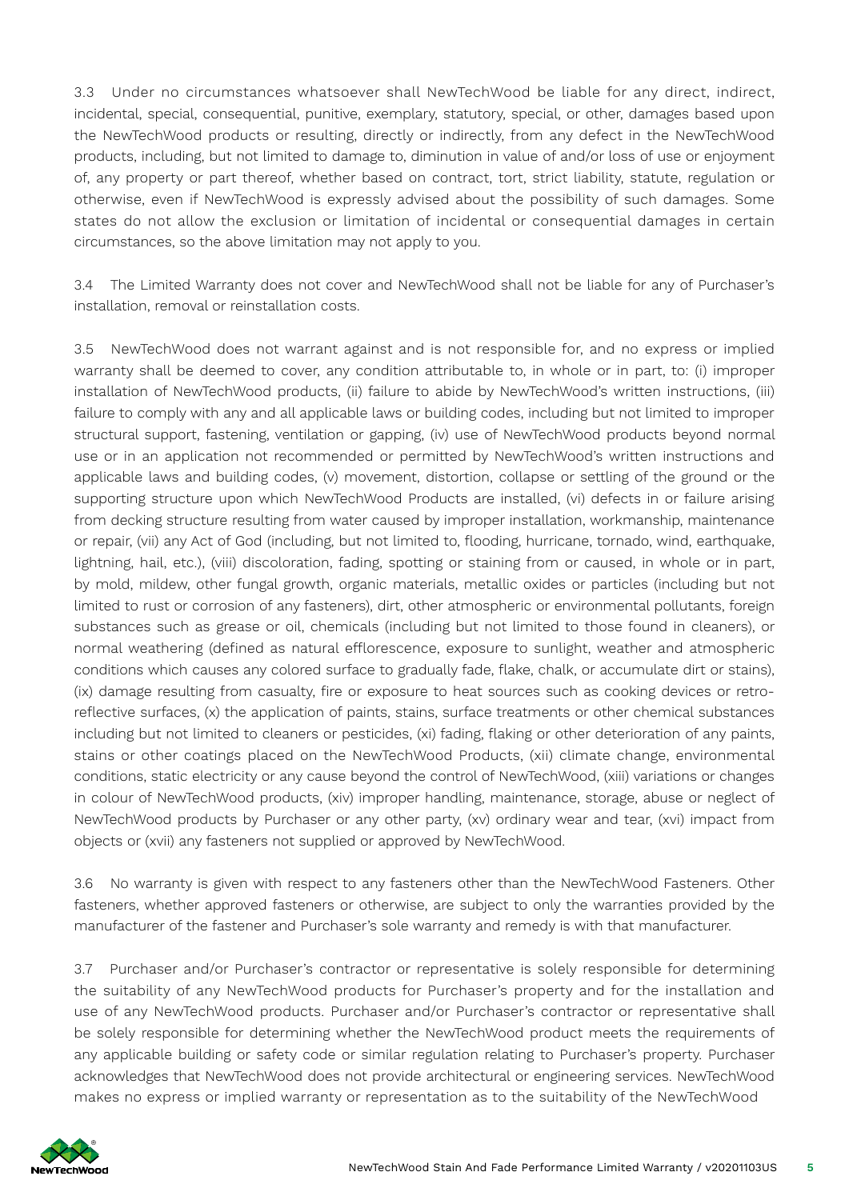3.3 Under no circumstances whatsoever shall NewTechWood be liable for any direct, indirect, incidental, special, consequential, punitive, exemplary, statutory, special, or other, damages based upon the NewTechWood products or resulting, directly or indirectly, from any defect in the NewTechWood products, including, but not limited to damage to, diminution in value of and/or loss of use or enjoyment of, any property or part thereof, whether based on contract, tort, strict liability, statute, regulation or otherwise, even if NewTechWood is expressly advised about the possibility of such damages. Some states do not allow the exclusion or limitation of incidental or consequential damages in certain circumstances, so the above limitation may not apply to you.

3.4 The Limited Warranty does not cover and NewTechWood shall not be liable for any of Purchaser's installation, removal or reinstallation costs.

3.5 NewTechWood does not warrant against and is not responsible for, and no express or implied warranty shall be deemed to cover, any condition attributable to, in whole or in part, to: (i) improper installation of NewTechWood products, (ii) failure to abide by NewTechWood's written instructions, (iii) failure to comply with any and all applicable laws or building codes, including but not limited to improper structural support, fastening, ventilation or gapping, (iv) use of NewTechWood products beyond normal use or in an application not recommended or permitted by NewTechWood's written instructions and applicable laws and building codes, (v) movement, distortion, collapse or settling of the ground or the supporting structure upon which NewTechWood Products are installed, (vi) defects in or failure arising from decking structure resulting from water caused by improper installation, workmanship, maintenance or repair, (vii) any Act of God (including, but not limited to, flooding, hurricane, tornado, wind, earthquake, lightning, hail, etc.), (viii) discoloration, fading, spotting or staining from or caused, in whole or in part, by mold, mildew, other fungal growth, organic materials, metallic oxides or particles (including but not limited to rust or corrosion of any fasteners), dirt, other atmospheric or environmental pollutants, foreign substances such as grease or oil, chemicals (including but not limited to those found in cleaners), or normal weathering (defined as natural efflorescence, exposure to sunlight, weather and atmospheric conditions which causes any colored surface to gradually fade, flake, chalk, or accumulate dirt or stains), (ix) damage resulting from casualty, fire or exposure to heat sources such as cooking devices or retro-reflective surfaces, (x) the application of paints, stains, surface treatments or other chemical substances including but not limited to cleaners or pesticides, (xi) fading, flaking or other deterioration of any paints, stains or other coatings placed on the NewTechWood Products, (xii) climate change, environmental conditions, static electricity or any cause beyond the control of NewTechWood, (xiii) variations or changes in colour of NewTechWood products, (xiv) improper handling, maintenance, storage, abuse or neglect of NewTechWood products by Purchaser or any other party, (xv) ordinary wear and tear, (xvi) impact from objects or (xvii) any fasteners not supplied or approved by NewTechWood.

3.6 No warranty is given with respect to any fasteners other than the NewTechWood Fasteners. Other fasteners, whether approved fasteners or otherwise, are subject to only the warranties provided by the manufacturer of the fastener and Purchaser's sole warranty and remedy is with that manufacturer.

3.7 Purchaser and/or Purchaser's contractor or representative is solely responsible for determining the suitability of any NewTechWood products for Purchaser's property and for the installation and use of any NewTechWood products. Purchaser and/or Purchaser's contractor or representative shall be solely responsible for determining whether the NewTechWood product meets the requirements of any applicable building or safety code or similar regulation relating to Purchaser's property. Purchaser acknowledges that NewTechWood does not provide architectural or engineering services. NewTechWood makes no express or implied warranty or representation as to the suitability of the NewTechWood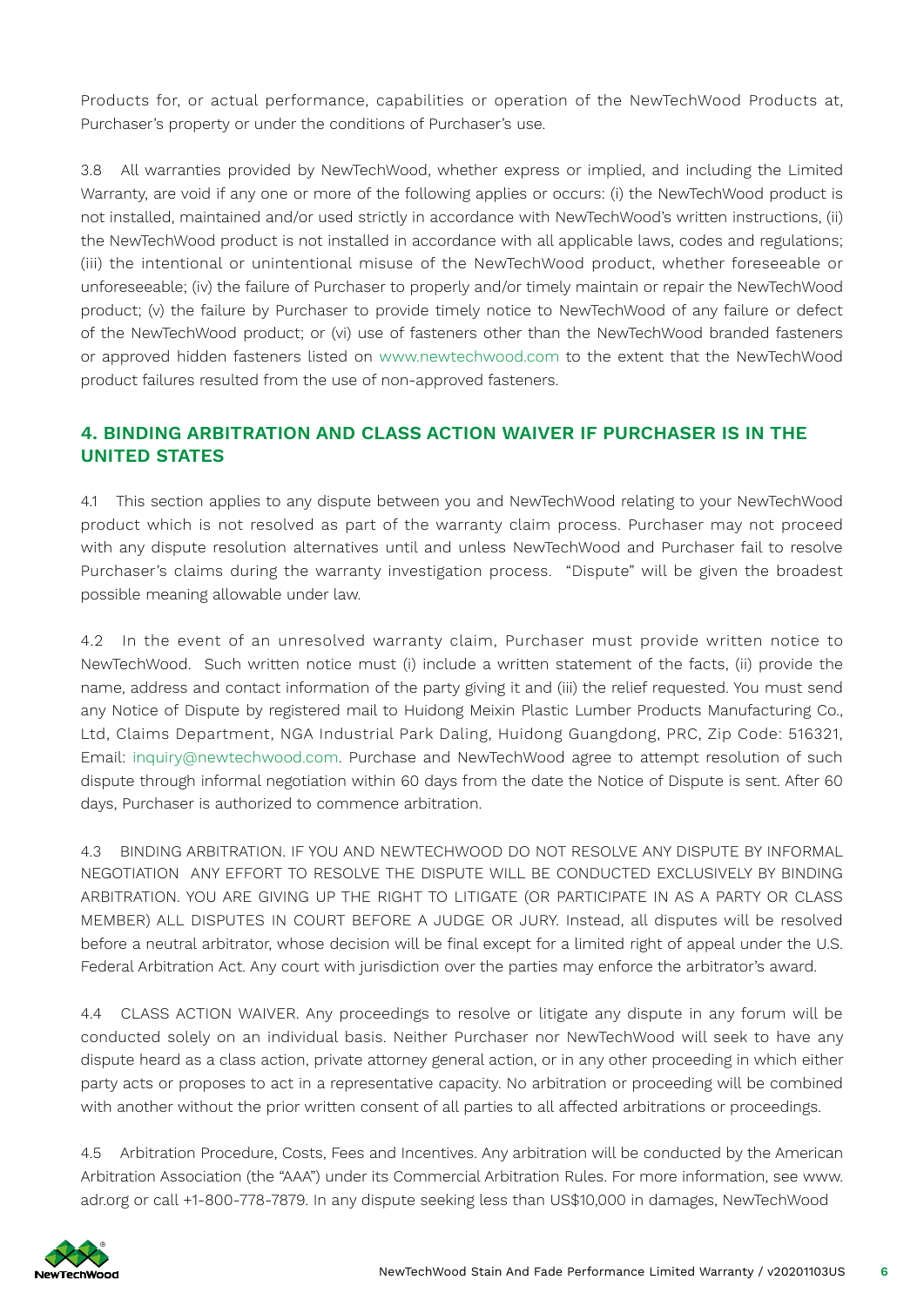Products for, or actual performance, capabilities or operation of the NewTechWood Products at, Purchaser's property or under the conditions of Purchaser's use.

3.8 All warranties provided by NewTechWood, whether express or implied, and including the Limited Warranty, are void if any one or more of the following applies or occurs: (i) the NewTechWood product is not installed, maintained and/or used strictly in accordance with NewTechWood's written instructions, (ii) the NewTechWood product is not installed in accordance with all applicable laws, codes and regulations; (iii) the intentional or unintentional misuse of the NewTechWood product, whether foreseeable or unforeseeable; (iv) the failure of Purchaser to properly and/or timely maintain or repair the NewTechWood product; (v) the failure by Purchaser to provide timely notice to NewTechWood of any failure or defect of the NewTechWood product; or (vi) use of fasteners other than the NewTechWood branded fasteners or approved hidden fasteners listed on www.newtechwood.com to the extent that the NewTechWood product failures resulted from the use of non-approved fasteners.

## 4. BINDING ARBITRATION AND CLASS ACTION WAIVER IF PURCHASER IS IN THE UNITED STATES

4.1 This section applies to any dispute between you and NewTechWood relating to your NewTechWood product which is not resolved as part of the warranty claim process. Purchaser may not proceed with any dispute resolution alternatives until and unless NewTechWood and Purchaser fail to resolve Purchaser's claims during the warranty investigation process. "Dispute" will be given the broadest possible meaning allowable under law.

4.2 In the event of an unresolved warranty claim, Purchaser must provide written notice to NewTechWood. Such written notice must (i) include a written statement of the facts, (ii) provide the name, address and contact information of the party giving it and (iii) the relief requested. You must send any Notice of Dispute by registered mail to Huidong Meixin Plastic Lumber Products Manufacturing Co., Ltd, Claims Department, NGA Industrial Park Daling, Huidong Guangdong, PRC, Zip Code: 516321, Email: inquiry@newtechwood.com. Purchase and NewTechWood agree to attempt resolution of such dispute through informal negotiation within 60 days from the date the Notice of Dispute is sent. After 60 days, Purchaser is authorized to commence arbitration.

4.3 BINDING ARBITRATION. IF YOU AND NEWTECHWOOD DO NOT RESOLVE ANY DISPUTE BY INFORMAL NEGOTIATION ANY EFFORT TO RESOLVE THE DISPUTE WILL BE CONDUCTED EXCLUSIVELY BY BINDING ARBITRATION. YOU ARE GIVING UP THE RIGHT TO LITIGATE (OR PARTICIPATE IN AS A PARTY OR CLASS MEMBER) ALL DISPUTES IN COURT BEFORE A JUDGE OR JURY. Instead, all disputes will be resolved before a neutral arbitrator, whose decision will be final except for a limited right of appeal under the U.S. Federal Arbitration Act. Any court with jurisdiction over the parties may enforce the arbitrator's award.

4.4 CLASS ACTION WAIVER. Any proceedings to resolve or litigate any dispute in any forum will be conducted solely on an individual basis. Neither Purchaser nor NewTechWood will seek to have any dispute heard as a class action, private attorney general action, or in any other proceeding in which either party acts or proposes to act in a representative capacity. No arbitration or proceeding will be combined with another without the prior written consent of all parties to all affected arbitrations or proceedings.

4.5 Arbitration Procedure, Costs, Fees and Incentives. Any arbitration will be conducted by the American Arbitration Association (the "AAA") under its Commercial Arbitration Rules. For more information, see www.adr.org or call +1-800-778-7879. In any dispute seeking less than US$10,000 in damages, NewTechWood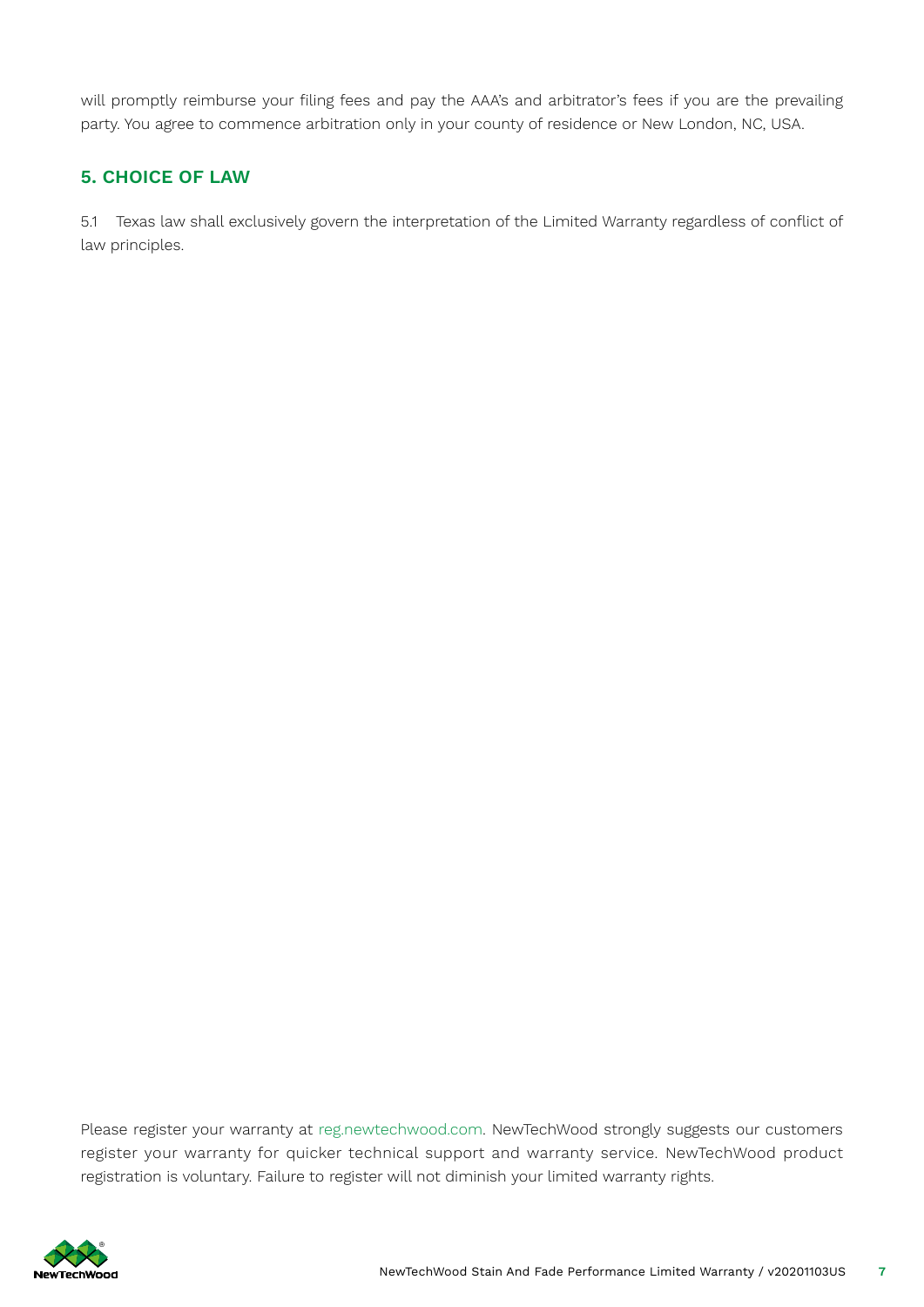will promptly reimburse your filing fees and pay the AAA's and arbitrator's fees if you are the prevailing party. You agree to commence arbitration only in your county of residence or New London, NC, USA.

## 5. CHOICE OF LAW

5.1 Texas law shall exclusively govern the interpretation of the Limited Warranty regardless of conflict of law principles.

Please register your warranty at reg.newtechwood.com. NewTechWood strongly suggests our customers register your warranty for quicker technical support and warranty service. NewTechWood product registration is voluntary. Failure to register will not diminish your limited warranty rights.